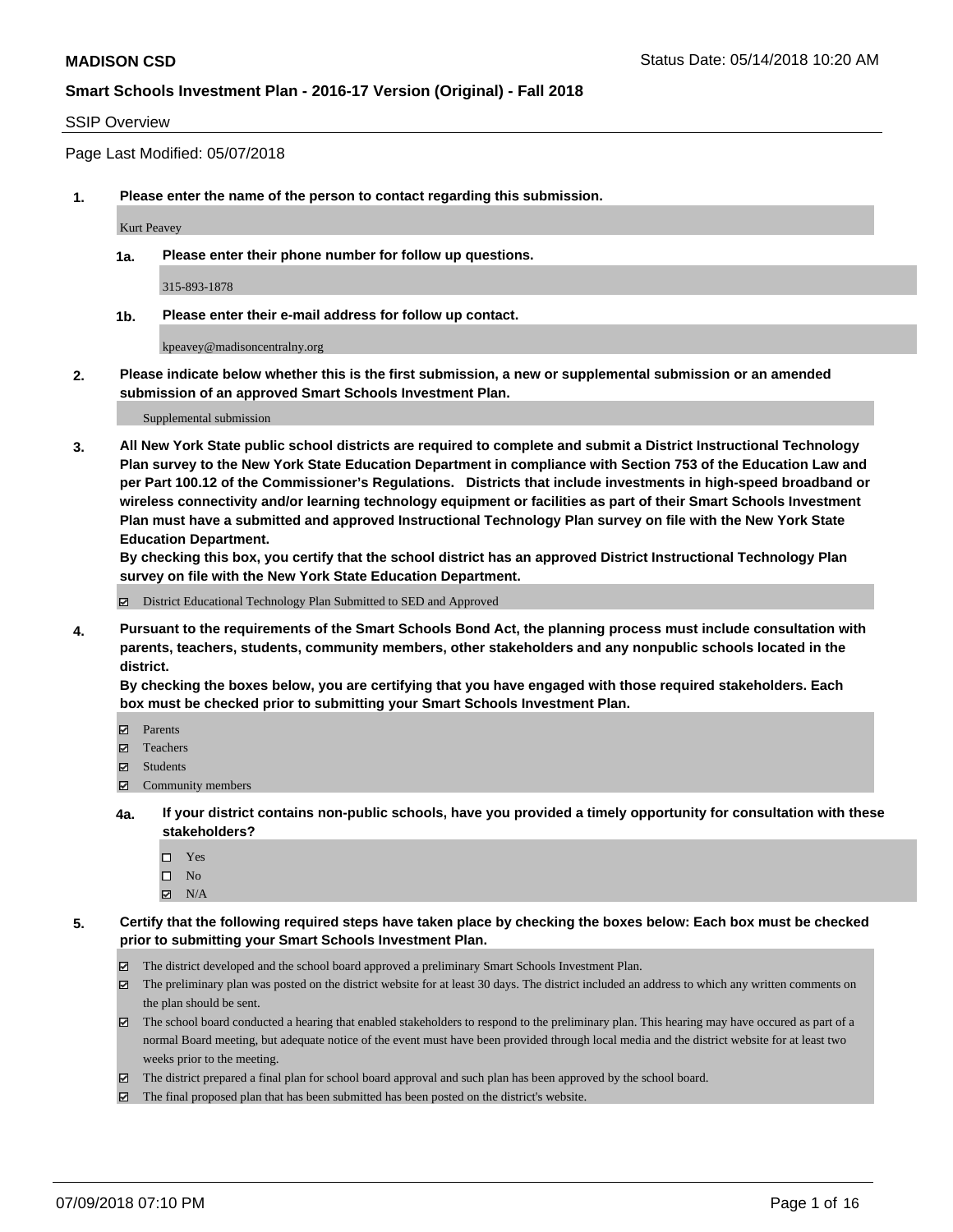**MADISON CSD** Status Date: 05/14/2018 10:20 AM

**Smart Schools Investment Plan - 2016-17 Version (Original) - Fall 2018**

SSIP Overview

Page Last Modified: 05/07/2018

**1. Please enter the name of the person to contact regarding this submission.**

Kurt Peavey

**1a. Please enter their phone number for follow up questions.**

315-893-1878

**1b. Please enter their e-mail address for follow up contact.**

kpeavey@madisoncentralny.org

**2. Please indicate below whether this is the first submission, a new or supplemental submission or an amended submission of an approved Smart Schools Investment Plan.**

Supplemental submission

**3. All New York State public school districts are required to complete and submit a District Instructional Technology Plan survey to the New York State Education Department in compliance with Section 753 of the Education Law and per Part 100.12 of the Commissioner's Regulations. Districts that include investments in high-speed broadband or wireless connectivity and/or learning technology equipment or facilities as part of their Smart Schools Investment Plan must have a submitted and approved Instructional Technology Plan survey on file with the New York State Education Department.**
**By checking this box, you certify that the school district has an approved District Instructional Technology Plan survey on file with the New York State Education Department.**

- [x] District Educational Technology Plan Submitted to SED and Approved

**4. Pursuant to the requirements of the Smart Schools Bond Act, the planning process must include consultation with parents, teachers, students, community members, other stakeholders and any nonpublic schools located in the district.**
**By checking the boxes below, you are certifying that you have engaged with those required stakeholders. Each box must be checked prior to submitting your Smart Schools Investment Plan.**

- [x] Parents
- [x] Teachers
- [x] Students
- [x] Community members

**4a. If your district contains non-public schools, have you provided a timely opportunity for consultation with these stakeholders?**

- [ ] Yes
- [ ] No
- [x] N/A

**5. Certify that the following required steps have taken place by checking the boxes below: Each box must be checked prior to submitting your Smart Schools Investment Plan.**

- [x] The district developed and the school board approved a preliminary Smart Schools Investment Plan.
- [x] The preliminary plan was posted on the district website for at least 30 days. The district included an address to which any written comments on the plan should be sent.
- [x] The school board conducted a hearing that enabled stakeholders to respond to the preliminary plan. This hearing may have occured as part of a normal Board meeting, but adequate notice of the event must have been provided through local media and the district website for at least two weeks prior to the meeting.
- [x] The district prepared a final plan for school board approval and such plan has been approved by the school board.
- [x] The final proposed plan that has been submitted has been posted on the district's website.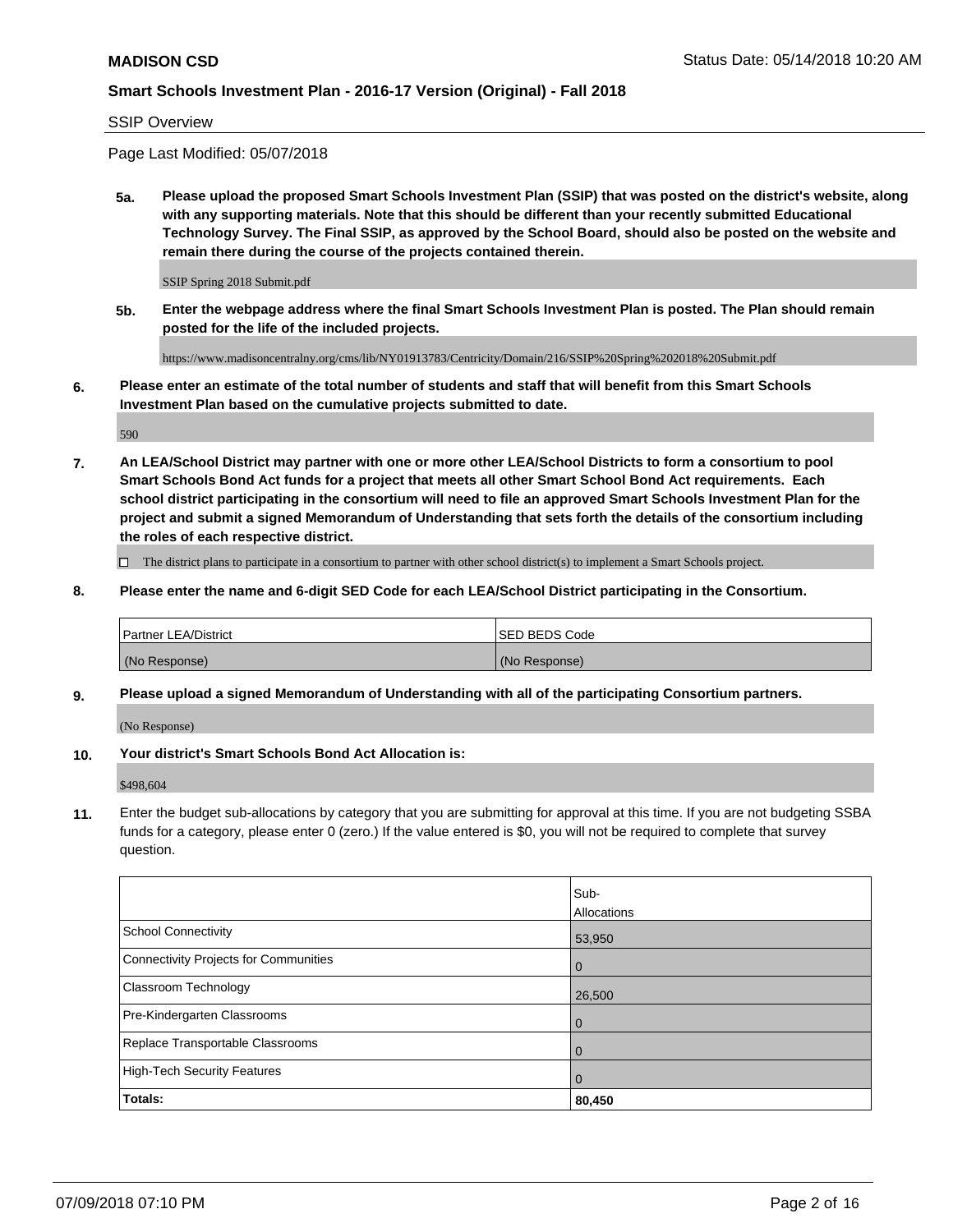SSIP Overview

Page Last Modified: 05/07/2018

**5a. Please upload the proposed Smart Schools Investment Plan (SSIP) that was posted on the district's website, along with any supporting materials. Note that this should be different than your recently submitted Educational Technology Survey. The Final SSIP, as approved by the School Board, should also be posted on the website and remain there during the course of the projects contained therein.**

SSIP Spring 2018 Submit.pdf

**5b. Enter the webpage address where the final Smart Schools Investment Plan is posted. The Plan should remain posted for the life of the included projects.**

https://www.madisoncentralny.org/cms/lib/NY01913783/Centricity/Domain/216/SSIP%20Spring%202018%20Submit.pdf

**6. Please enter an estimate of the total number of students and staff that will benefit from this Smart Schools Investment Plan based on the cumulative projects submitted to date.**

590

**7. An LEA/School District may partner with one or more other LEA/School Districts to form a consortium to pool Smart Schools Bond Act funds for a project that meets all other Smart School Bond Act requirements. Each school district participating in the consortium will need to file an approved Smart Schools Investment Plan for the project and submit a signed Memorandum of Understanding that sets forth the details of the consortium including the roles of each respective district.**

☐ The district plans to participate in a consortium to partner with other school district(s) to implement a Smart Schools project.

**8. Please enter the name and 6-digit SED Code for each LEA/School District participating in the Consortium.**

| Partner LEA/District | SED BEDS Code |
| --- | --- |
| (No Response) | (No Response) |

**9. Please upload a signed Memorandum of Understanding with all of the participating Consortium partners.**

(No Response)

**10. Your district's Smart Schools Bond Act Allocation is:**

$498,604

**11.** Enter the budget sub-allocations by category that you are submitting for approval at this time. If you are not budgeting SSBA funds for a category, please enter 0 (zero.) If the value entered is $0, you will not be required to complete that survey question.

| | Sub-Allocations |
| --- | --- |
| School Connectivity | 53,950 |
| Connectivity Projects for Communities | 0 |
| Classroom Technology | 26,500 |
| Pre-Kindergarten Classrooms | 0 |
| Replace Transportable Classrooms | 0 |
| High-Tech Security Features | 0 |
| **Totals:** | **80,450** |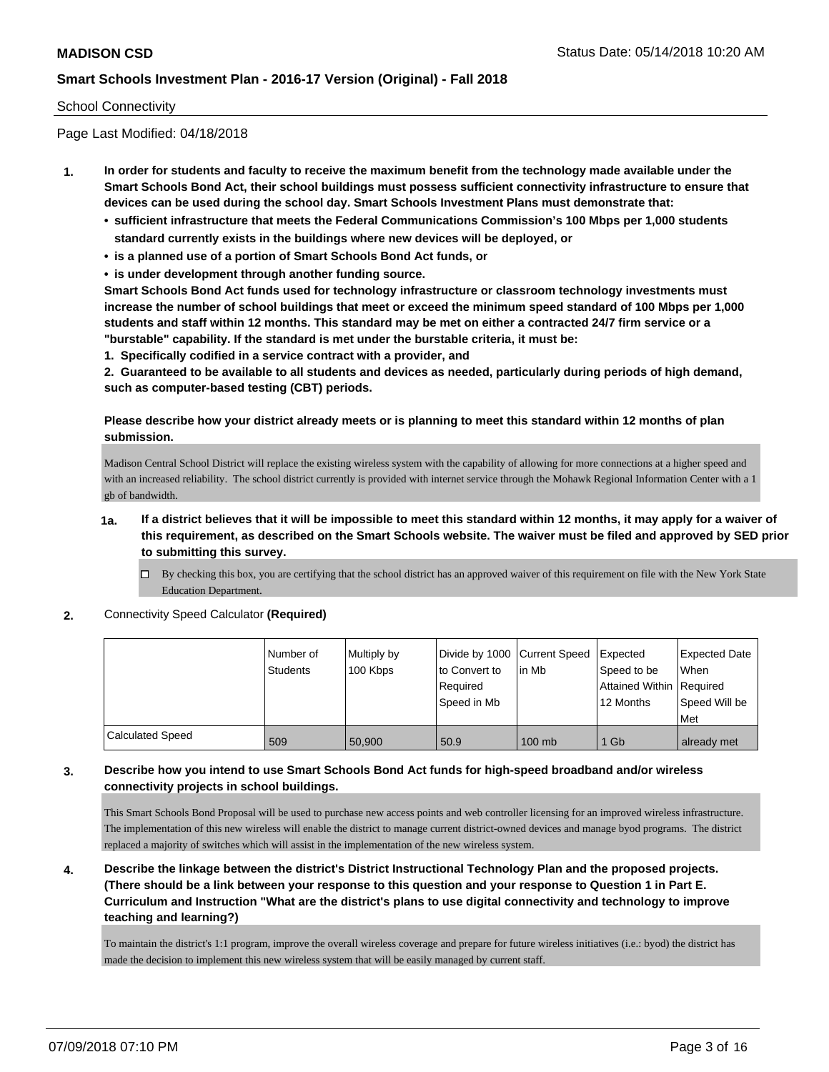School Connectivity

Page Last Modified: 04/18/2018

**1. In order for students and faculty to receive the maximum benefit from the technology made available under the Smart Schools Bond Act, their school buildings must possess sufficient connectivity infrastructure to ensure that devices can be used during the school day. Smart Schools Investment Plans must demonstrate that:**

- **sufficient infrastructure that meets the Federal Communications Commission's 100 Mbps per 1,000 students standard currently exists in the buildings where new devices will be deployed, or**
- **is a planned use of a portion of Smart Schools Bond Act funds, or**
- **is under development through another funding source.**

**Smart Schools Bond Act funds used for technology infrastructure or classroom technology investments must increase the number of school buildings that meet or exceed the minimum speed standard of 100 Mbps per 1,000 students and staff within 12 months. This standard may be met on either a contracted 24/7 firm service or a "burstable" capability. If the standard is met under the burstable criteria, it must be:**

**1. Specifically codified in a service contract with a provider, and**

**2. Guaranteed to be available to all students and devices as needed, particularly during periods of high demand, such as computer-based testing (CBT) periods.**

**Please describe how your district already meets or is planning to meet this standard within 12 months of plan submission.**

Madison Central School District will replace the existing wireless system with the capability of allowing for more connections at a higher speed and with an increased reliability. The school district currently is provided with internet service through the Mohawk Regional Information Center with a 1 gb of bandwidth.

**1a. If a district believes that it will be impossible to meet this standard within 12 months, it may apply for a waiver of this requirement, as described on the Smart Schools website. The waiver must be filed and approved by SED prior to submitting this survey.**

☐ By checking this box, you are certifying that the school district has an approved waiver of this requirement on file with the New York State Education Department.

**2.** Connectivity Speed Calculator **(Required)**

| | Number of Students | Multiply by 100 Kbps | Divide by 1000 to Convert to Required Speed in Mb | Current Speed in Mb | Expected Speed to be Attained Within 12 Months | Expected Date When Required Speed Will be Met |
|---|---|---|---|---|---|---|
| Calculated Speed | 509 | 50,900 | 50.9 | 100 mb | 1 Gb | already met |

**3. Describe how you intend to use Smart Schools Bond Act funds for high-speed broadband and/or wireless connectivity projects in school buildings.**

This Smart Schools Bond Proposal will be used to purchase new access points and web controller licensing for an improved wireless infrastructure. The implementation of this new wireless will enable the district to manage current district-owned devices and manage byod programs. The district replaced a majority of switches which will assist in the implementation of the new wireless system.

**4. Describe the linkage between the district's District Instructional Technology Plan and the proposed projects. (There should be a link between your response to this question and your response to Question 1 in Part E. Curriculum and Instruction "What are the district's plans to use digital connectivity and technology to improve teaching and learning?)**

To maintain the district's 1:1 program, improve the overall wireless coverage and prepare for future wireless initiatives (i.e.: byod) the district has made the decision to implement this new wireless system that will be easily managed by current staff.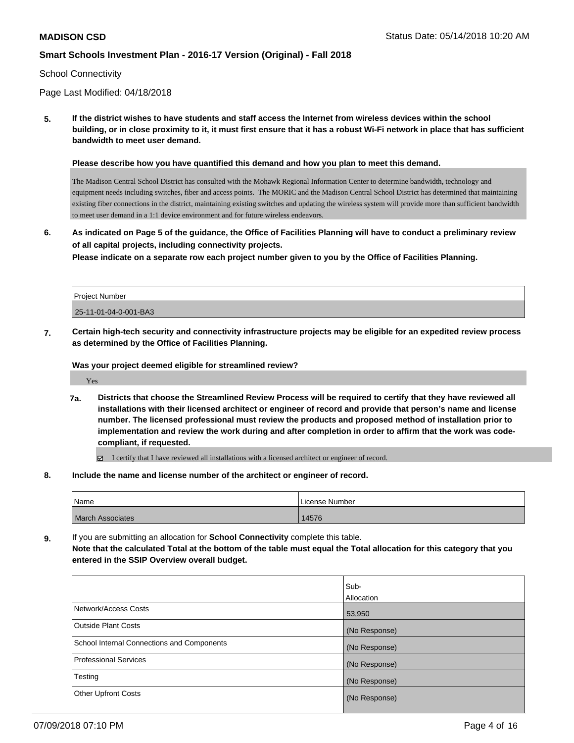**MADISON CSD**

**Smart Schools Investment Plan - 2016-17 Version (Original) - Fall 2018**

School Connectivity

Page Last Modified: 04/18/2018

**5. If the district wishes to have students and staff access the Internet from wireless devices within the school building, or in close proximity to it, it must first ensure that it has a robust Wi-Fi network in place that has sufficient bandwidth to meet user demand.**

**Please describe how you have quantified this demand and how you plan to meet this demand.**

The Madison Central School District has consulted with the Mohawk Regional Information Center to determine bandwidth, technology and equipment needs including switches, fiber and access points. The MORIC and the Madison Central School District has determined that maintaining existing fiber connections in the district, maintaining existing switches and updating the wireless system will provide more than sufficient bandwidth to meet user demand in a 1:1 device environment and for future wireless endeavors.

**6. As indicated on Page 5 of the guidance, the Office of Facilities Planning will have to conduct a preliminary review of all capital projects, including connectivity projects.**
**Please indicate on a separate row each project number given to you by the Office of Facilities Planning.**

| Project Number |
|---|
| 25-11-01-04-0-001-BA3 |

**7. Certain high-tech security and connectivity infrastructure projects may be eligible for an expedited review process as determined by the Office of Facilities Planning.**

**Was your project deemed eligible for streamlined review?**

Yes

**7a. Districts that choose the Streamlined Review Process will be required to certify that they have reviewed all installations with their licensed architect or engineer of record and provide that person's name and license number. The licensed professional must review the products and proposed method of installation prior to implementation and review the work during and after completion in order to affirm that the work was code-compliant, if requested.**

☑ I certify that I have reviewed all installations with a licensed architect or engineer of record.

**8. Include the name and license number of the architect or engineer of record.**

| Name | License Number |
|---|---|
| March Associates | 14576 |

**9.** If you are submitting an allocation for **School Connectivity** complete this table.
**Note that the calculated Total at the bottom of the table must equal the Total allocation for this category that you entered in the SSIP Overview overall budget.**

| | Sub-Allocation |
|---|---|
| Network/Access Costs | 53,950 |
| Outside Plant Costs | (No Response) |
| School Internal Connections and Components | (No Response) |
| Professional Services | (No Response) |
| Testing | (No Response) |
| Other Upfront Costs | (No Response) |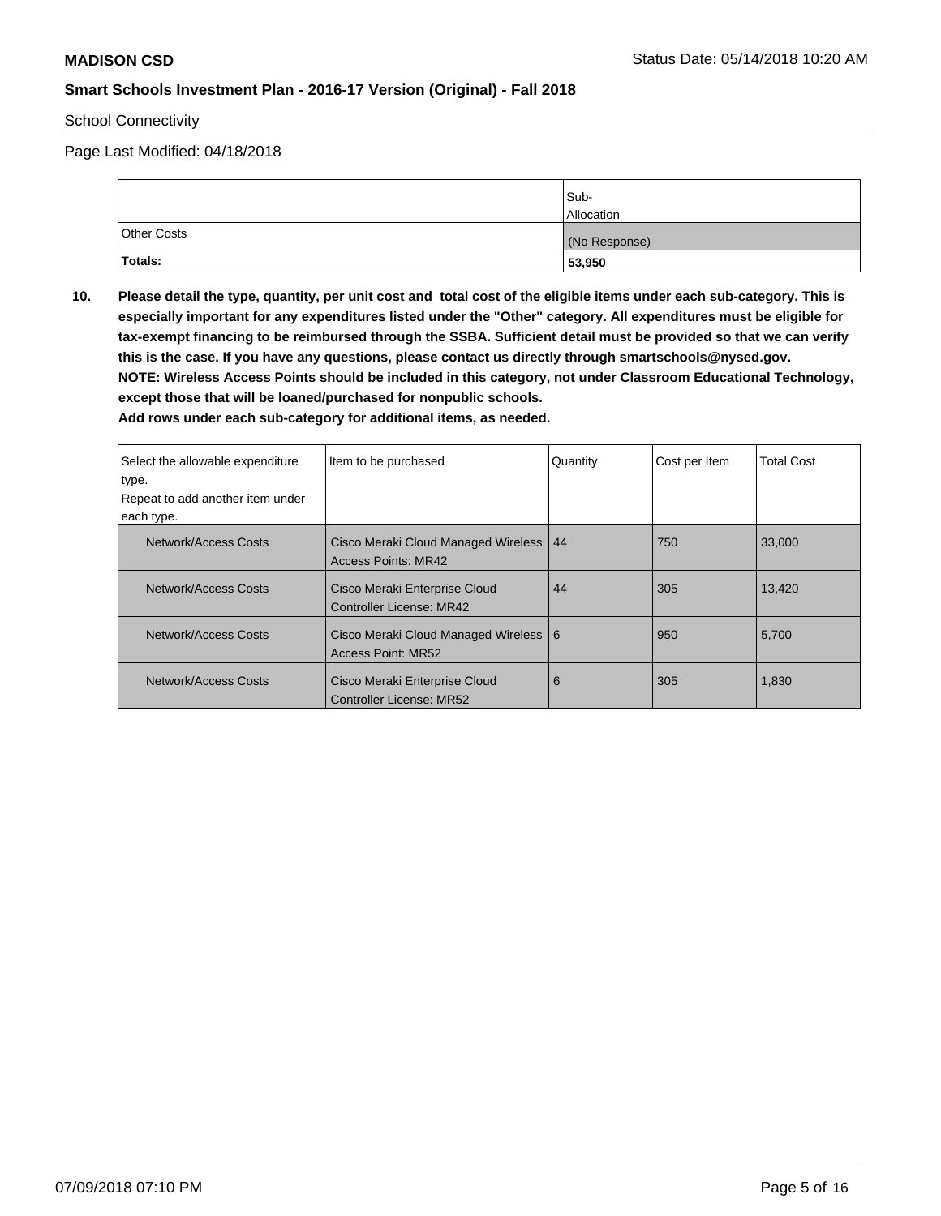School Connectivity

Page Last Modified: 04/18/2018

| | Sub-Allocation |
|---|---|
| Other Costs | (No Response) |
| **Totals:** | **53,950** |

**10. Please detail the type, quantity, per unit cost and total cost of the eligible items under each sub-category. This is especially important for any expenditures listed under the "Other" category. All expenditures must be eligible for tax-exempt financing to be reimbursed through the SSBA. Sufficient detail must be provided so that we can verify this is the case. If you have any questions, please contact us directly through smartschools@nysed.gov.**
**NOTE: Wireless Access Points should be included in this category, not under Classroom Educational Technology, except those that will be loaned/purchased for nonpublic schools.**
**Add rows under each sub-category for additional items, as needed.**

| Select the allowable expenditure type. Repeat to add another item under each type. | Item to be purchased | Quantity | Cost per Item | Total Cost |
|---|---|---|---|---|
| Network/Access Costs | Cisco Meraki Cloud Managed Wireless Access Points: MR42 | 44 | 750 | 33,000 |
| Network/Access Costs | Cisco Meraki Enterprise Cloud Controller License: MR42 | 44 | 305 | 13,420 |
| Network/Access Costs | Cisco Meraki Cloud Managed Wireless Access Point: MR52 | 6 | 950 | 5,700 |
| Network/Access Costs | Cisco Meraki Enterprise Cloud Controller License: MR52 | 6 | 305 | 1,830 |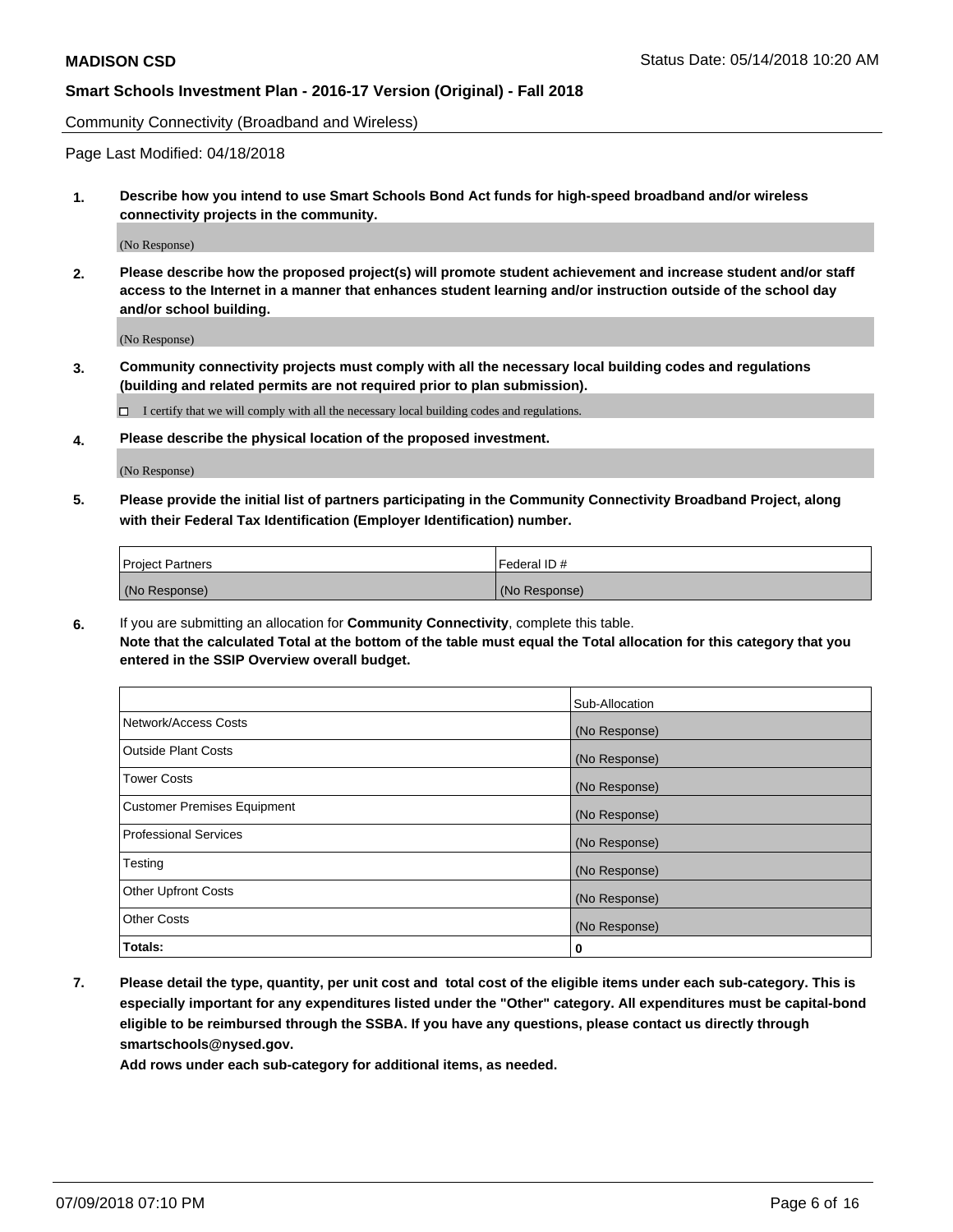Community Connectivity (Broadband and Wireless)

Page Last Modified: 04/18/2018

**1. Describe how you intend to use Smart Schools Bond Act funds for high-speed broadband and/or wireless connectivity projects in the community.**

(No Response)

**2. Please describe how the proposed project(s) will promote student achievement and increase student and/or staff access to the Internet in a manner that enhances student learning and/or instruction outside of the school day and/or school building.**

(No Response)

**3. Community connectivity projects must comply with all the necessary local building codes and regulations (building and related permits are not required prior to plan submission).**

☐ I certify that we will comply with all the necessary local building codes and regulations.

**4. Please describe the physical location of the proposed investment.**

(No Response)

**5. Please provide the initial list of partners participating in the Community Connectivity Broadband Project, along with their Federal Tax Identification (Employer Identification) number.**

| Project Partners | Federal ID # |
|---|---|
| (No Response) | (No Response) |

**6.** If you are submitting an allocation for **Community Connectivity**, complete this table.
**Note that the calculated Total at the bottom of the table must equal the Total allocation for this category that you entered in the SSIP Overview overall budget.**

| | Sub-Allocation |
|---|---|
| Network/Access Costs | (No Response) |
| Outside Plant Costs | (No Response) |
| Tower Costs | (No Response) |
| Customer Premises Equipment | (No Response) |
| Professional Services | (No Response) |
| Testing | (No Response) |
| Other Upfront Costs | (No Response) |
| Other Costs | (No Response) |
| **Totals:** | **0** |

**7. Please detail the type, quantity, per unit cost and total cost of the eligible items under each sub-category. This is especially important for any expenditures listed under the "Other" category. All expenditures must be capital-bond eligible to be reimbursed through the SSBA. If you have any questions, please contact us directly through smartschools@nysed.gov.**

**Add rows under each sub-category for additional items, as needed.**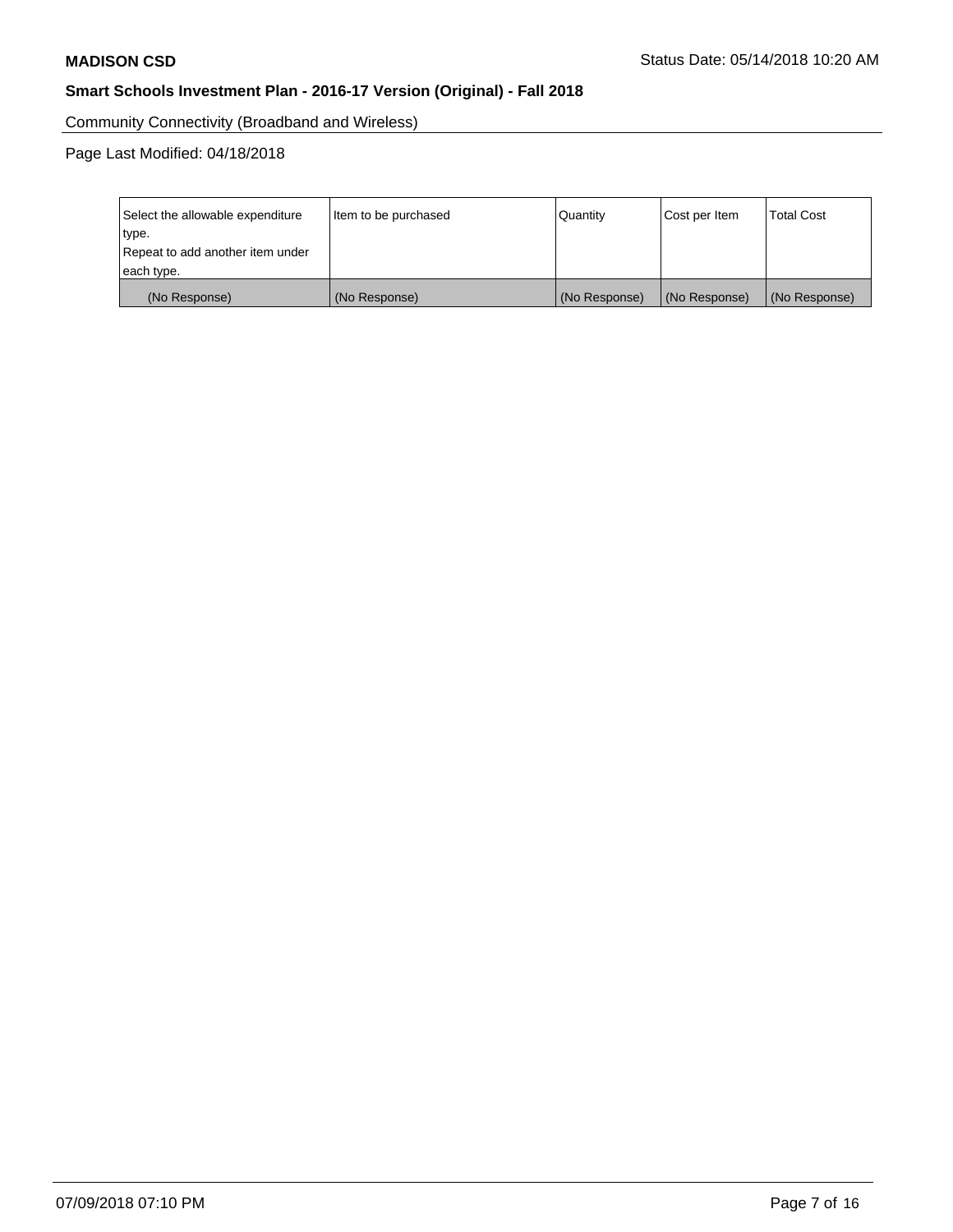**MADISON CSD**

Status Date: 05/14/2018 10:20 AM

**Smart Schools Investment Plan - 2016-17 Version (Original) - Fall 2018**

Community Connectivity (Broadband and Wireless)

Page Last Modified: 04/18/2018

| Select the allowable expenditure type. Repeat to add another item under each type. | Item to be purchased | Quantity | Cost per Item | Total Cost |
|---|---|---|---|---|
| (No Response) | (No Response) | (No Response) | (No Response) | (No Response) |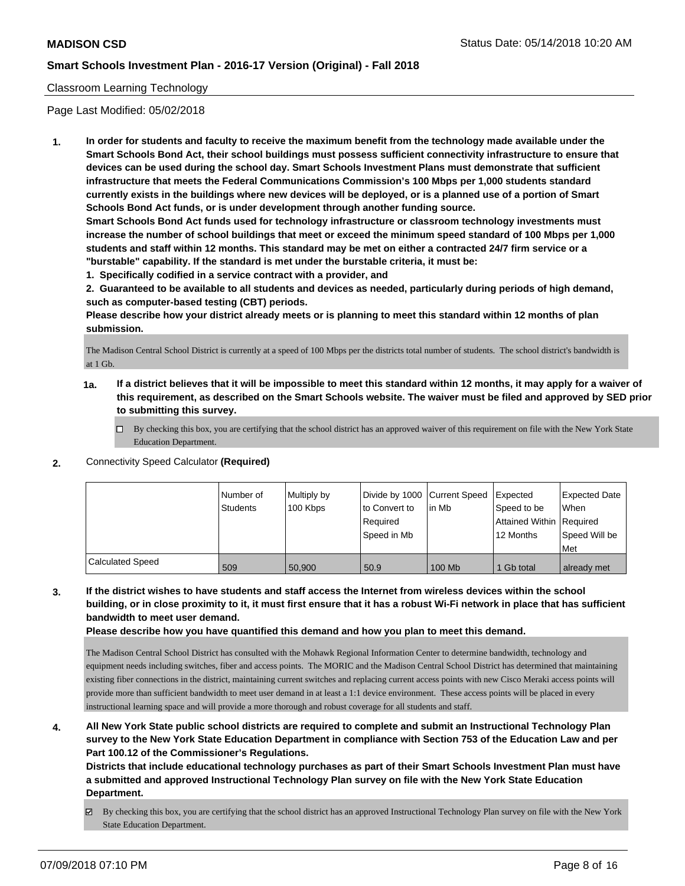**MADISON CSD** Status Date: 05/14/2018 10:20 AM

**Smart Schools Investment Plan - 2016-17 Version (Original) - Fall 2018**

Classroom Learning Technology

Page Last Modified: 05/02/2018

**1. In order for students and faculty to receive the maximum benefit from the technology made available under the Smart Schools Bond Act, their school buildings must possess sufficient connectivity infrastructure to ensure that devices can be used during the school day. Smart Schools Investment Plans must demonstrate that sufficient infrastructure that meets the Federal Communications Commission's 100 Mbps per 1,000 students standard currently exists in the buildings where new devices will be deployed, or is a planned use of a portion of Smart Schools Bond Act funds, or is under development through another funding source.**

**Smart Schools Bond Act funds used for technology infrastructure or classroom technology investments must increase the number of school buildings that meet or exceed the minimum speed standard of 100 Mbps per 1,000 students and staff within 12 months. This standard may be met on either a contracted 24/7 firm service or a "burstable" capability. If the standard is met under the burstable criteria, it must be:**

**1. Specifically codified in a service contract with a provider, and**

**2. Guaranteed to be available to all students and devices as needed, particularly during periods of high demand, such as computer-based testing (CBT) periods.**

**Please describe how your district already meets or is planning to meet this standard within 12 months of plan submission.**

The Madison Central School District is currently at a speed of 100 Mbps per the districts total number of students. The school district's bandwidth is at 1 Gb.

**1a. If a district believes that it will be impossible to meet this standard within 12 months, it may apply for a waiver of this requirement, as described on the Smart Schools website. The waiver must be filed and approved by SED prior to submitting this survey.**

☐ By checking this box, you are certifying that the school district has an approved waiver of this requirement on file with the New York State Education Department.

**2.** Connectivity Speed Calculator **(Required)**

| | Number of Students | Multiply by 100 Kbps | Divide by 1000 to Convert to Required Speed in Mb | Current Speed in Mb | Expected Speed to be Attained Within 12 Months | Expected Date When Required Speed Will be Met |
|---|---|---|---|---|---|---|
| Calculated Speed | 509 | 50,900 | 50.9 | 100 Mb | 1 Gb total | already met |

**3. If the district wishes to have students and staff access the Internet from wireless devices within the school building, or in close proximity to it, it must first ensure that it has a robust Wi-Fi network in place that has sufficient bandwidth to meet user demand.**

**Please describe how you have quantified this demand and how you plan to meet this demand.**

The Madison Central School District has consulted with the Mohawk Regional Information Center to determine bandwidth, technology and equipment needs including switches, fiber and access points. The MORIC and the Madison Central School District has determined that maintaining existing fiber connections in the district, maintaining current switches and replacing current access points with new Cisco Meraki access points will provide more than sufficient bandwidth to meet user demand in at least a 1:1 device environment. These access points will be placed in every instructional learning space and will provide a more thorough and robust coverage for all students and staff.

**4. All New York State public school districts are required to complete and submit an Instructional Technology Plan survey to the New York State Education Department in compliance with Section 753 of the Education Law and per Part 100.12 of the Commissioner's Regulations.**

**Districts that include educational technology purchases as part of their Smart Schools Investment Plan must have a submitted and approved Instructional Technology Plan survey on file with the New York State Education Department.**

☑ By checking this box, you are certifying that the school district has an approved Instructional Technology Plan survey on file with the New York State Education Department.

07/09/2018 07:10 PM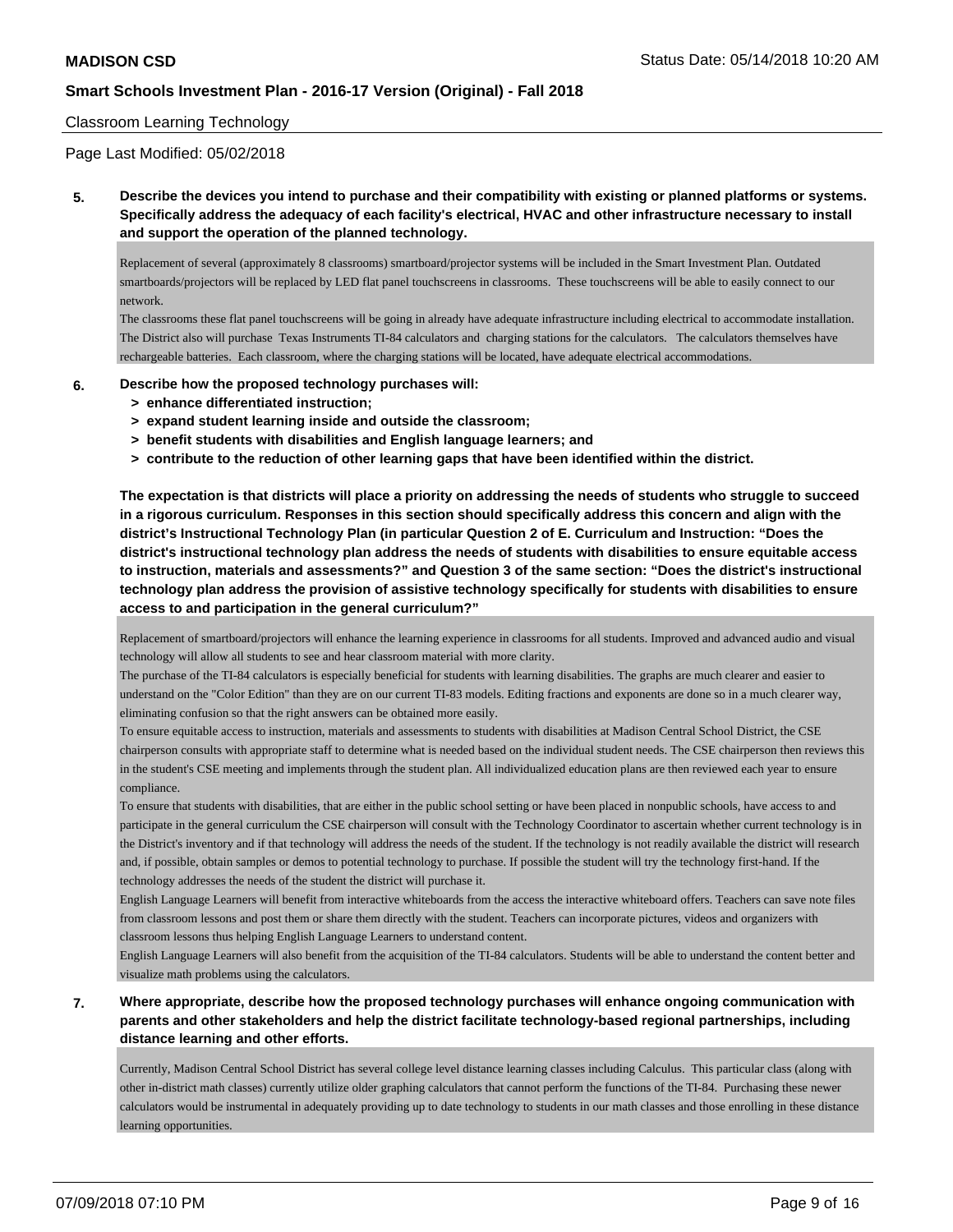Classroom Learning Technology

Page Last Modified: 05/02/2018

**5. Describe the devices you intend to purchase and their compatibility with existing or planned platforms or systems. Specifically address the adequacy of each facility's electrical, HVAC and other infrastructure necessary to install and support the operation of the planned technology.**

Replacement of several (approximately 8 classrooms) smartboard/projector systems will be included in the Smart Investment Plan. Outdated smartboards/projectors will be replaced by LED flat panel touchscreens in classrooms. These touchscreens will be able to easily connect to our network.
The classrooms these flat panel touchscreens will be going in already have adequate infrastructure including electrical to accommodate installation.
The District also will purchase Texas Instruments TI-84 calculators and charging stations for the calculators. The calculators themselves have rechargeable batteries. Each classroom, where the charging stations will be located, have adequate electrical accommodations.

**6. Describe how the proposed technology purchases will:**
- **> enhance differentiated instruction;**
- **> expand student learning inside and outside the classroom;**
- **> benefit students with disabilities and English language learners; and**
- **> contribute to the reduction of other learning gaps that have been identified within the district.**

**The expectation is that districts will place a priority on addressing the needs of students who struggle to succeed in a rigorous curriculum. Responses in this section should specifically address this concern and align with the district's Instructional Technology Plan (in particular Question 2 of E. Curriculum and Instruction: "Does the district's instructional technology plan address the needs of students with disabilities to ensure equitable access to instruction, materials and assessments?" and Question 3 of the same section: "Does the district's instructional technology plan address the provision of assistive technology specifically for students with disabilities to ensure access to and participation in the general curriculum?"**

Replacement of smartboard/projectors will enhance the learning experience in classrooms for all students. Improved and advanced audio and visual technology will allow all students to see and hear classroom material with more clarity.
The purchase of the TI-84 calculators is especially beneficial for students with learning disabilities. The graphs are much clearer and easier to understand on the "Color Edition" than they are on our current TI-83 models. Editing fractions and exponents are done so in a much clearer way, eliminating confusion so that the right answers can be obtained more easily.
To ensure equitable access to instruction, materials and assessments to students with disabilities at Madison Central School District, the CSE chairperson consults with appropriate staff to determine what is needed based on the individual student needs. The CSE chairperson then reviews this in the student's CSE meeting and implements through the student plan. All individualized education plans are then reviewed each year to ensure compliance.
To ensure that students with disabilities, that are either in the public school setting or have been placed in nonpublic schools, have access to and participate in the general curriculum the CSE chairperson will consult with the Technology Coordinator to ascertain whether current technology is in the District's inventory and if that technology will address the needs of the student. If the technology is not readily available the district will research and, if possible, obtain samples or demos to potential technology to purchase. If possible the student will try the technology first-hand. If the technology addresses the needs of the student the district will purchase it.
English Language Learners will benefit from interactive whiteboards from the access the interactive whiteboard offers. Teachers can save note files from classroom lessons and post them or share them directly with the student. Teachers can incorporate pictures, videos and organizers with classroom lessons thus helping English Language Learners to understand content.
English Language Learners will also benefit from the acquisition of the TI-84 calculators. Students will be able to understand the content better and visualize math problems using the calculators.

**7. Where appropriate, describe how the proposed technology purchases will enhance ongoing communication with parents and other stakeholders and help the district facilitate technology-based regional partnerships, including distance learning and other efforts.**

Currently, Madison Central School District has several college level distance learning classes including Calculus. This particular class (along with other in-district math classes) currently utilize older graphing calculators that cannot perform the functions of the TI-84. Purchasing these newer calculators would be instrumental in adequately providing up to date technology to students in our math classes and those enrolling in these distance learning opportunities.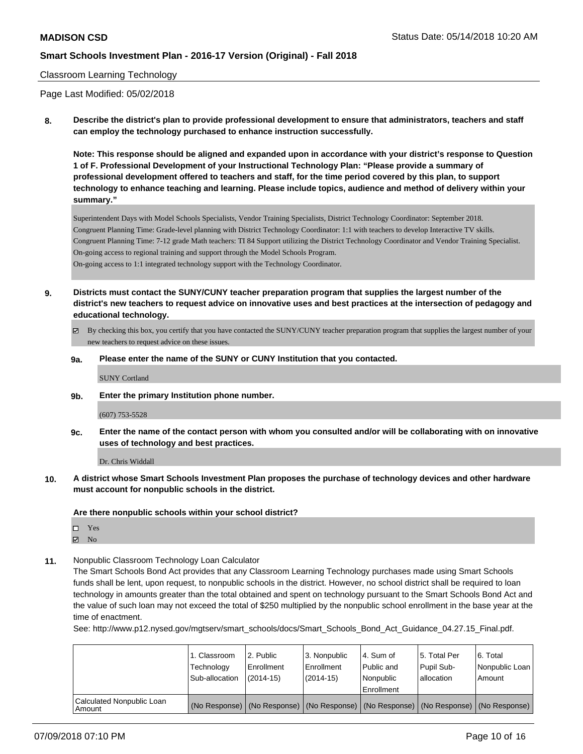Classroom Learning Technology

Page Last Modified: 05/02/2018

**8. Describe the district's plan to provide professional development to ensure that administrators, teachers and staff can employ the technology purchased to enhance instruction successfully.**

**Note: This response should be aligned and expanded upon in accordance with your district's response to Question 1 of F. Professional Development of your Instructional Technology Plan: "Please provide a summary of professional development offered to teachers and staff, for the time period covered by this plan, to support technology to enhance teaching and learning. Please include topics, audience and method of delivery within your summary."**

Superintendent Days with Model Schools Specialists, Vendor Training Specialists, District Technology Coordinator: September 2018.
Congruent Planning Time: Grade-level planning with District Technology Coordinator: 1:1 with teachers to develop Interactive TV skills.
Congruent Planning Time: 7-12 grade Math teachers: TI 84 Support utilizing the District Technology Coordinator and Vendor Training Specialist.
On-going access to regional training and support through the Model Schools Program.
On-going access to 1:1 integrated technology support with the Technology Coordinator.

**9. Districts must contact the SUNY/CUNY teacher preparation program that supplies the largest number of the district's new teachers to request advice on innovative uses and best practices at the intersection of pedagogy and educational technology.**

☑ By checking this box, you certify that you have contacted the SUNY/CUNY teacher preparation program that supplies the largest number of your new teachers to request advice on these issues.

**9a. Please enter the name of the SUNY or CUNY Institution that you contacted.**

SUNY Cortland

**9b. Enter the primary Institution phone number.**

(607) 753-5528

**9c. Enter the name of the contact person with whom you consulted and/or will be collaborating with on innovative uses of technology and best practices.**

Dr. Chris Widdall

**10. A district whose Smart Schools Investment Plan proposes the purchase of technology devices and other hardware must account for nonpublic schools in the district.**

**Are there nonpublic schools within your school district?**

☐ Yes
☑ No

**11.** Nonpublic Classroom Technology Loan Calculator

The Smart Schools Bond Act provides that any Classroom Learning Technology purchases made using Smart Schools funds shall be lent, upon request, to nonpublic schools in the district. However, no school district shall be required to loan technology in amounts greater than the total obtained and spent on technology pursuant to the Smart Schools Bond Act and the value of such loan may not exceed the total of $250 multiplied by the nonpublic school enrollment in the base year at the time of enactment.

See: http://www.p12.nysed.gov/mgtserv/smart_schools/docs/Smart_Schools_Bond_Act_Guidance_04.27.15_Final.pdf.

| | 1. Classroom Technology Sub-allocation | 2. Public Enrollment (2014-15) | 3. Nonpublic Enrollment (2014-15) | 4. Sum of Public and Nonpublic Enrollment | 5. Total Per Pupil Sub-allocation | 6. Total Nonpublic Loan Amount |
|---|---|---|---|---|---|---|
| Calculated Nonpublic Loan Amount | (No Response) | (No Response) | (No Response) | (No Response) | (No Response) | (No Response) |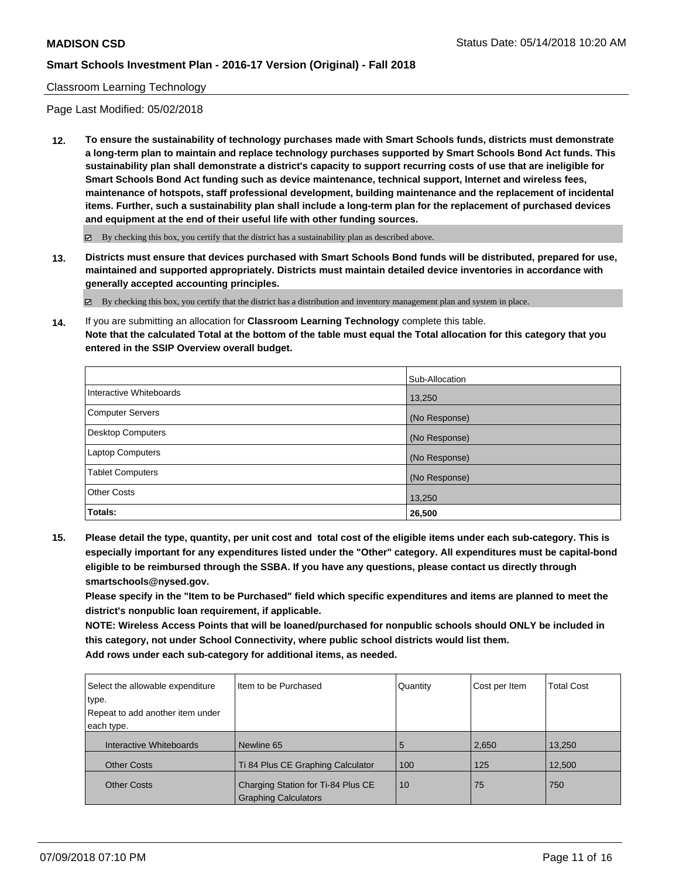Classroom Learning Technology

Page Last Modified: 05/02/2018

**12. To ensure the sustainability of technology purchases made with Smart Schools funds, districts must demonstrate a long-term plan to maintain and replace technology purchases supported by Smart Schools Bond Act funds. This sustainability plan shall demonstrate a district's capacity to support recurring costs of use that are ineligible for Smart Schools Bond Act funding such as device maintenance, technical support, Internet and wireless fees, maintenance of hotspots, staff professional development, building maintenance and the replacement of incidental items. Further, such a sustainability plan shall include a long-term plan for the replacement of purchased devices and equipment at the end of their useful life with other funding sources.**

☑ By checking this box, you certify that the district has a sustainability plan as described above.

**13. Districts must ensure that devices purchased with Smart Schools Bond funds will be distributed, prepared for use, maintained and supported appropriately. Districts must maintain detailed device inventories in accordance with generally accepted accounting principles.**

☑ By checking this box, you certify that the district has a distribution and inventory management plan and system in place.

**14.** If you are submitting an allocation for **Classroom Learning Technology** complete this table. **Note that the calculated Total at the bottom of the table must equal the Total allocation for this category that you entered in the SSIP Overview overall budget.**

| | Sub-Allocation |
|---|---|
| Interactive Whiteboards | 13,250 |
| Computer Servers | (No Response) |
| Desktop Computers | (No Response) |
| Laptop Computers | (No Response) |
| Tablet Computers | (No Response) |
| Other Costs | 13,250 |
| **Totals:** | **26,500** |

**15. Please detail the type, quantity, per unit cost and total cost of the eligible items under each sub-category. This is especially important for any expenditures listed under the "Other" category. All expenditures must be capital-bond eligible to be reimbursed through the SSBA. If you have any questions, please contact us directly through smartschools@nysed.gov.**

**Please specify in the "Item to be Purchased" field which specific expenditures and items are planned to meet the district's nonpublic loan requirement, if applicable.**

**NOTE: Wireless Access Points that will be loaned/purchased for nonpublic schools should ONLY be included in this category, not under School Connectivity, where public school districts would list them.**

**Add rows under each sub-category for additional items, as needed.**

| Select the allowable expenditure type. Repeat to add another item under each type. | Item to be Purchased | Quantity | Cost per Item | Total Cost |
|---|---|---|---|---|
| Interactive Whiteboards | Newline 65 | 5 | 2,650 | 13,250 |
| Other Costs | Ti 84 Plus CE Graphing Calculator | 100 | 125 | 12,500 |
| Other Costs | Charging Station for Ti-84 Plus CE Graphing Calculators | 10 | 75 | 750 |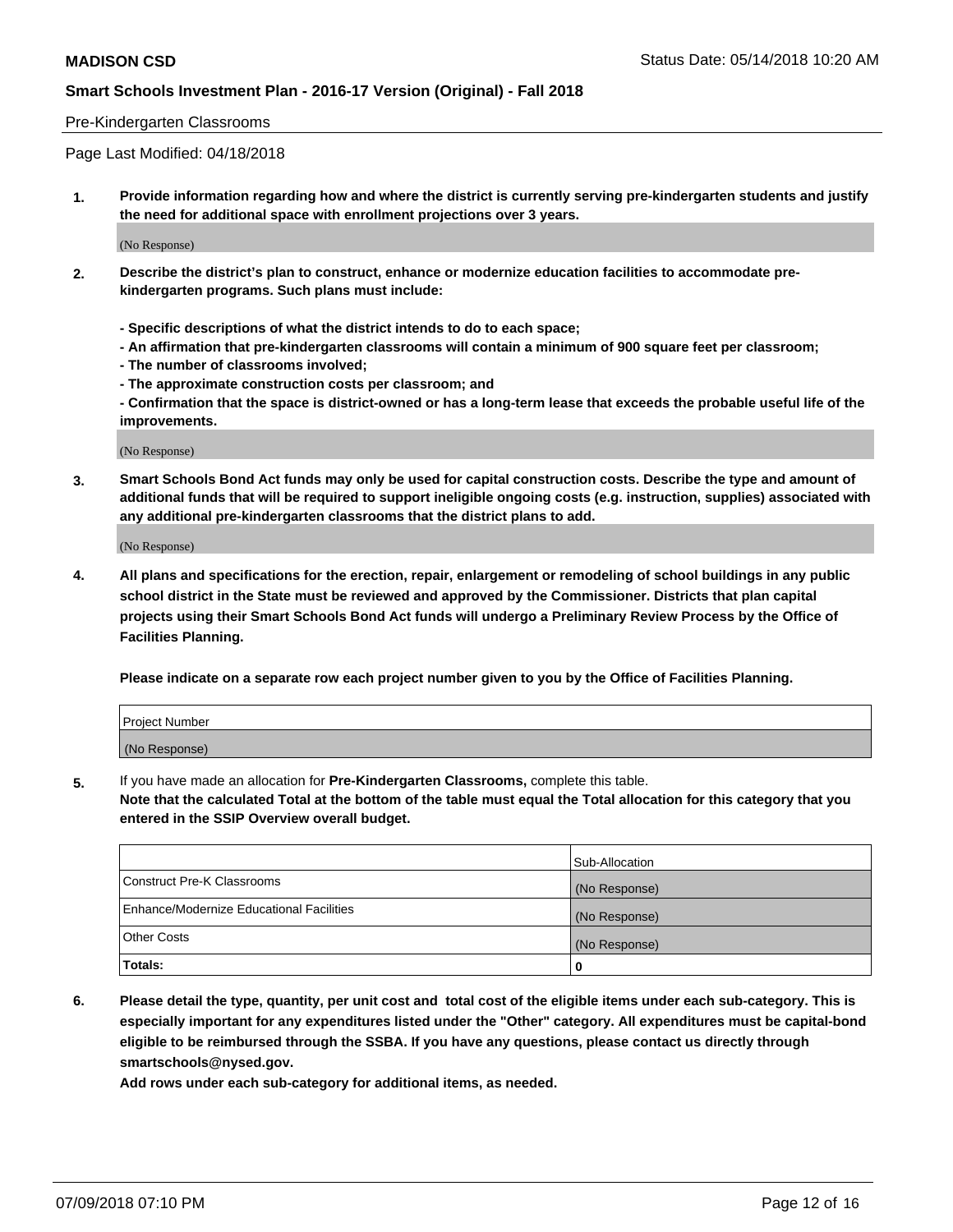Pre-Kindergarten Classrooms

Page Last Modified: 04/18/2018

**1. Provide information regarding how and where the district is currently serving pre-kindergarten students and justify the need for additional space with enrollment projections over 3 years.**

(No Response)

**2. Describe the district's plan to construct, enhance or modernize education facilities to accommodate pre-kindergarten programs. Such plans must include:**

**- Specific descriptions of what the district intends to do to each space;**
**- An affirmation that pre-kindergarten classrooms will contain a minimum of 900 square feet per classroom;**
**- The number of classrooms involved;**
**- The approximate construction costs per classroom; and**
**- Confirmation that the space is district-owned or has a long-term lease that exceeds the probable useful life of the improvements.**

(No Response)

**3. Smart Schools Bond Act funds may only be used for capital construction costs. Describe the type and amount of additional funds that will be required to support ineligible ongoing costs (e.g. instruction, supplies) associated with any additional pre-kindergarten classrooms that the district plans to add.**

(No Response)

**4. All plans and specifications for the erection, repair, enlargement or remodeling of school buildings in any public school district in the State must be reviewed and approved by the Commissioner. Districts that plan capital projects using their Smart Schools Bond Act funds will undergo a Preliminary Review Process by the Office of Facilities Planning.**

**Please indicate on a separate row each project number given to you by the Office of Facilities Planning.**

| Project Number |
|---|
| (No Response) |

**5.** If you have made an allocation for **Pre-Kindergarten Classrooms,** complete this table.
**Note that the calculated Total at the bottom of the table must equal the Total allocation for this category that you entered in the SSIP Overview overall budget.**

| | Sub-Allocation |
|---|---|
| Construct Pre-K Classrooms | (No Response) |
| Enhance/Modernize Educational Facilities | (No Response) |
| Other Costs | (No Response) |
| **Totals:** | **0** |

**6. Please detail the type, quantity, per unit cost and total cost of the eligible items under each sub-category. This is especially important for any expenditures listed under the "Other" category. All expenditures must be capital-bond eligible to be reimbursed through the SSBA. If you have any questions, please contact us directly through smartschools@nysed.gov.**

**Add rows under each sub-category for additional items, as needed.**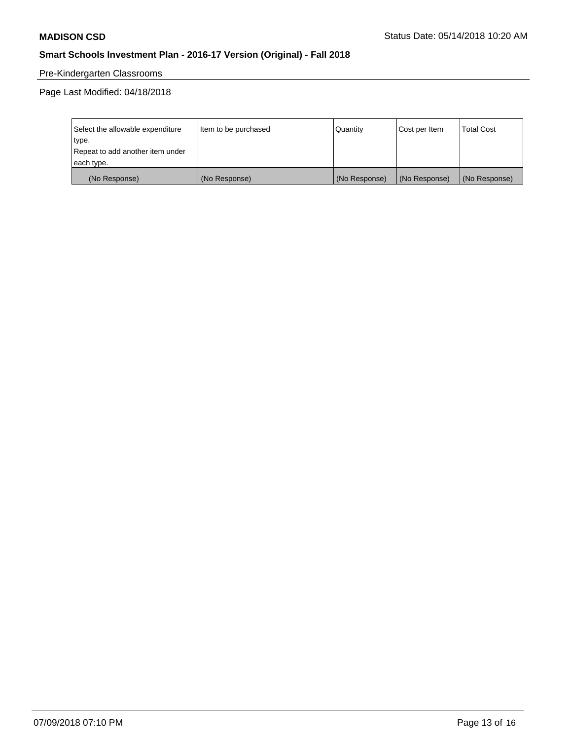Pre-Kindergarten Classrooms

Page Last Modified: 04/18/2018

| Select the allowable expenditure type. Repeat to add another item under each type. | Item to be purchased | Quantity | Cost per Item | Total Cost |
|---|---|---|---|---|
| (No Response) | (No Response) | (No Response) | (No Response) | (No Response) |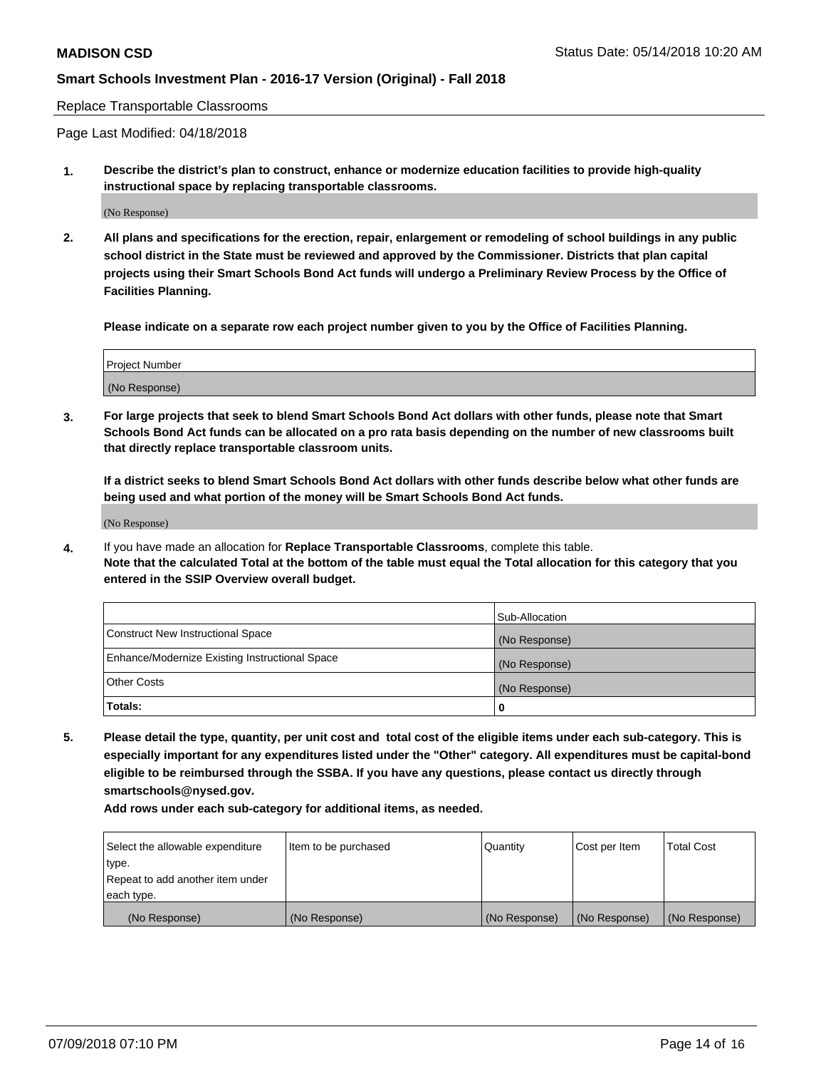Replace Transportable Classrooms

Page Last Modified: 04/18/2018

**1. Describe the district's plan to construct, enhance or modernize education facilities to provide high-quality instructional space by replacing transportable classrooms.**

(No Response)

**2. All plans and specifications for the erection, repair, enlargement or remodeling of school buildings in any public school district in the State must be reviewed and approved by the Commissioner. Districts that plan capital projects using their Smart Schools Bond Act funds will undergo a Preliminary Review Process by the Office of Facilities Planning.**

**Please indicate on a separate row each project number given to you by the Office of Facilities Planning.**

| Project Number |
| --- |
| (No Response) |

**3. For large projects that seek to blend Smart Schools Bond Act dollars with other funds, please note that Smart Schools Bond Act funds can be allocated on a pro rata basis depending on the number of new classrooms built that directly replace transportable classroom units.**

**If a district seeks to blend Smart Schools Bond Act dollars with other funds describe below what other funds are being used and what portion of the money will be Smart Schools Bond Act funds.**

(No Response)

4. If you have made an allocation for **Replace Transportable Classrooms**, complete this table.
**Note that the calculated Total at the bottom of the table must equal the Total allocation for this category that you entered in the SSIP Overview overall budget.**

| | Sub-Allocation |
| --- | --- |
| Construct New Instructional Space | (No Response) |
| Enhance/Modernize Existing Instructional Space | (No Response) |
| Other Costs | (No Response) |
| **Totals:** | **0** |

**5. Please detail the type, quantity, per unit cost and total cost of the eligible items under each sub-category. This is especially important for any expenditures listed under the "Other" category. All expenditures must be capital-bond eligible to be reimbursed through the SSBA. If you have any questions, please contact us directly through smartschools@nysed.gov.**

**Add rows under each sub-category for additional items, as needed.**

| Select the allowable expenditure type. Repeat to add another item under each type. | Item to be purchased | Quantity | Cost per Item | Total Cost |
| --- | --- | --- | --- | --- |
| (No Response) | (No Response) | (No Response) | (No Response) | (No Response) |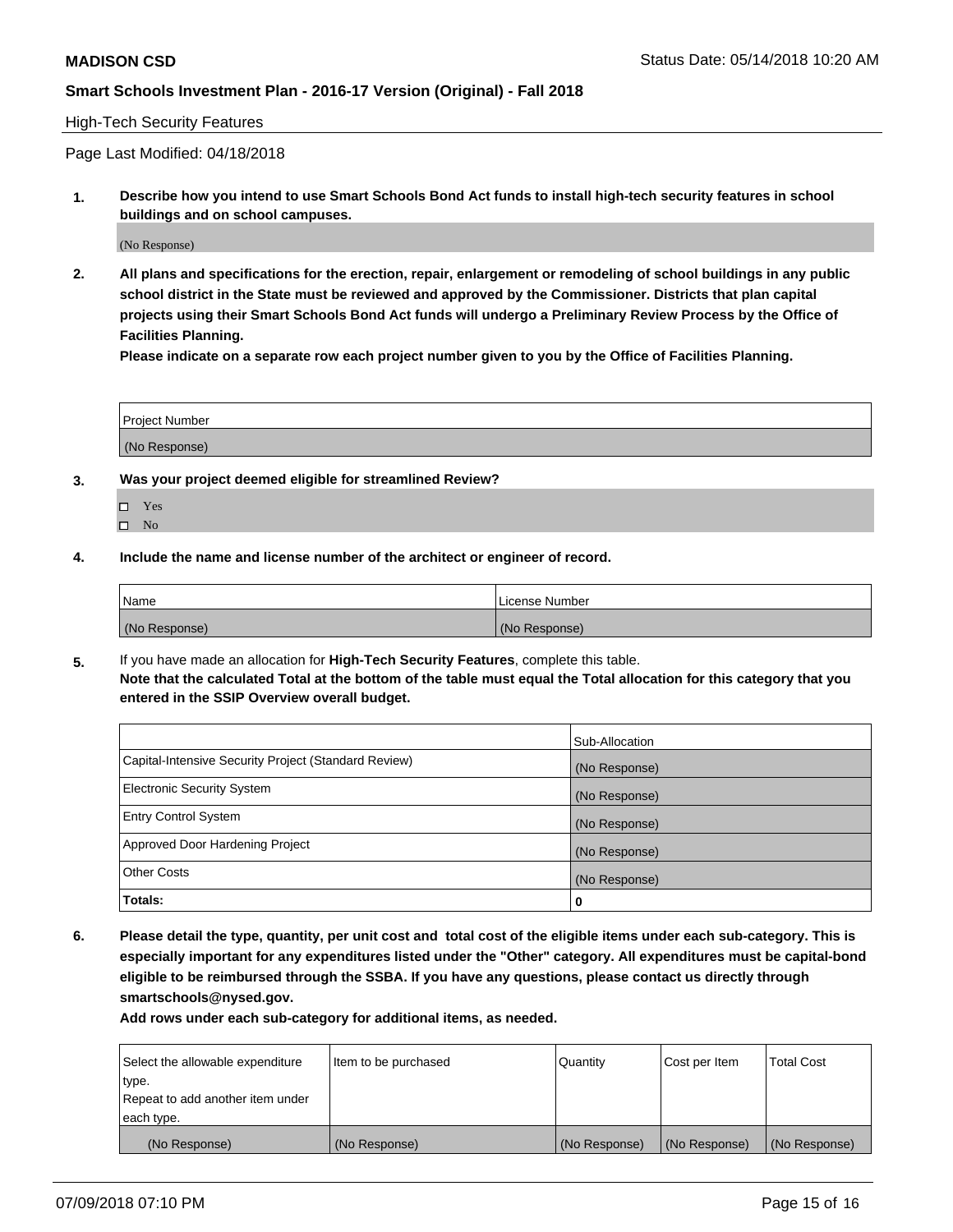High-Tech Security Features

Page Last Modified: 04/18/2018

**1. Describe how you intend to use Smart Schools Bond Act funds to install high-tech security features in school buildings and on school campuses.**

(No Response)

**2. All plans and specifications for the erection, repair, enlargement or remodeling of school buildings in any public school district in the State must be reviewed and approved by the Commissioner. Districts that plan capital projects using their Smart Schools Bond Act funds will undergo a Preliminary Review Process by the Office of Facilities Planning.**

**Please indicate on a separate row each project number given to you by the Office of Facilities Planning.**

| Project Number |
| --- |
| (No Response) |

**3. Was your project deemed eligible for streamlined Review?**

- ☐ Yes
- ☐ No

**4. Include the name and license number of the architect or engineer of record.**

| Name | License Number |
| --- | --- |
| (No Response) | (No Response) |

**5.** If you have made an allocation for **High-Tech Security Features**, complete this table.
**Note that the calculated Total at the bottom of the table must equal the Total allocation for this category that you entered in the SSIP Overview overall budget.**

| | Sub-Allocation |
| --- | --- |
| Capital-Intensive Security Project (Standard Review) | (No Response) |
| Electronic Security System | (No Response) |
| Entry Control System | (No Response) |
| Approved Door Hardening Project | (No Response) |
| Other Costs | (No Response) |
| **Totals:** | **0** |

**6. Please detail the type, quantity, per unit cost and total cost of the eligible items under each sub-category. This is especially important for any expenditures listed under the "Other" category. All expenditures must be capital-bond eligible to be reimbursed through the SSBA. If you have any questions, please contact us directly through smartschools@nysed.gov.**

**Add rows under each sub-category for additional items, as needed.**

| Select the allowable expenditure type. Repeat to add another item under each type. | Item to be purchased | Quantity | Cost per Item | Total Cost |
| --- | --- | --- | --- | --- |
| (No Response) | (No Response) | (No Response) | (No Response) | (No Response) |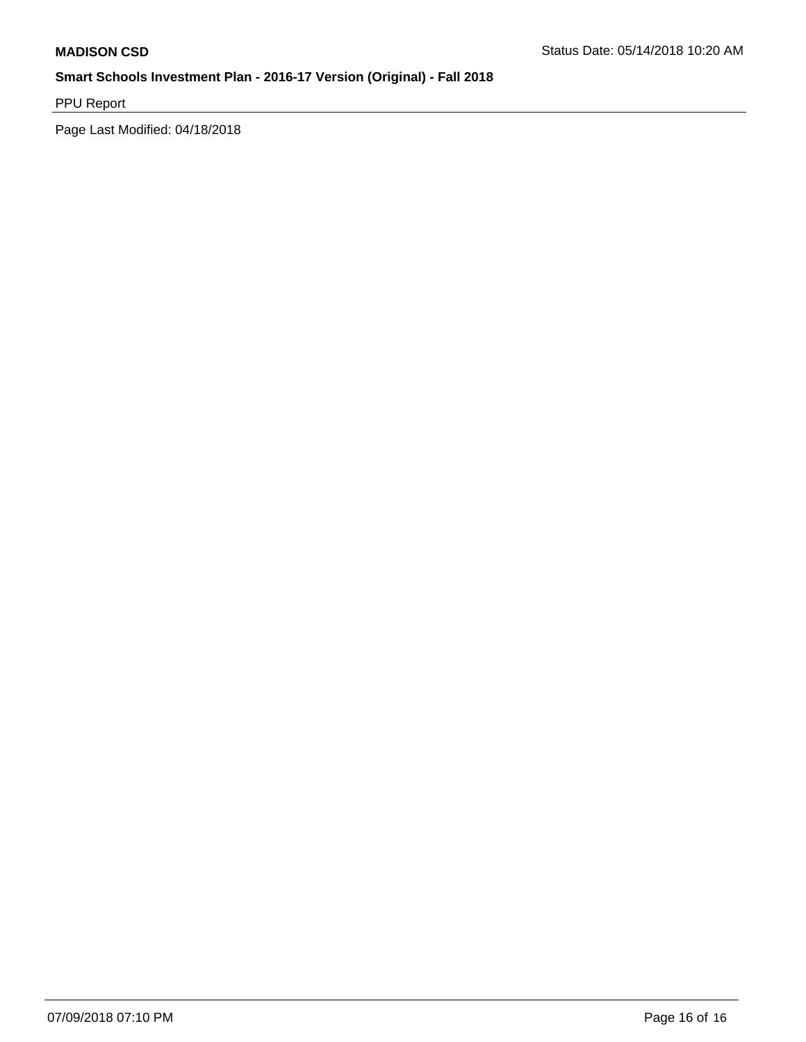PPU Report

Page Last Modified: 04/18/2018